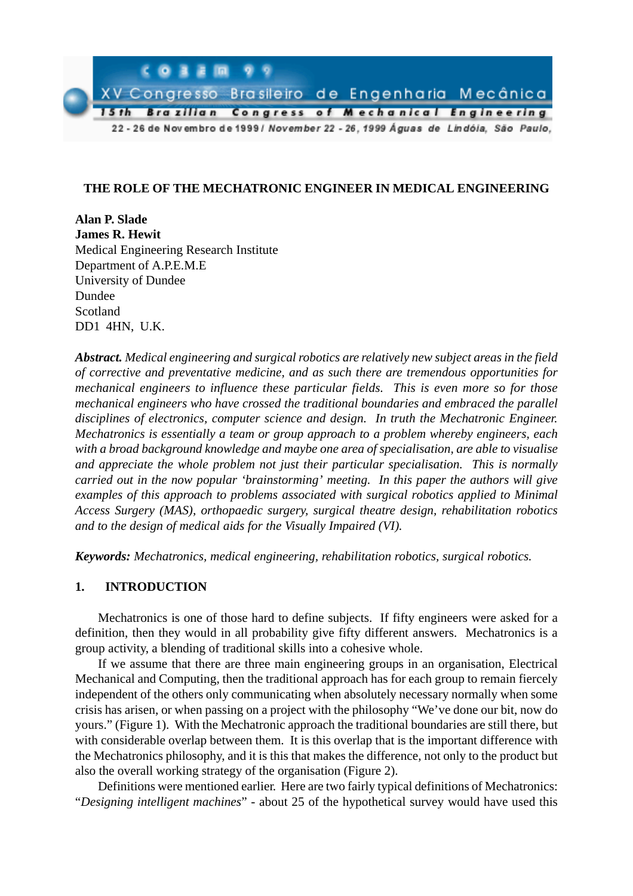# THE ROLE OF THE MECHATRONIC ENGINEER IN MEDICAL ENGINEERING

**Alan P. Slade**
**James R. Hewit**
Medical Engineering Research Institute
Department of A.P.E.M.E
University of Dundee
Dundee
Scotland
DD1 4HN, U.K.

***Abstract.*** *Medical engineering and surgical robotics are relatively new subject areas in the field of corrective and preventative medicine, and as such there are tremendous opportunities for mechanical engineers to influence these particular fields. This is even more so for those mechanical engineers who have crossed the traditional boundaries and embraced the parallel disciplines of electronics, computer science and design. In truth the Mechatronic Engineer. Mechatronics is essentially a team or group approach to a problem whereby engineers, each with a broad background knowledge and maybe one area of specialisation, are able to visualise and appreciate the whole problem not just their particular specialisation. This is normally carried out in the now popular 'brainstorming' meeting. In this paper the authors will give examples of this approach to problems associated with surgical robotics applied to Minimal Access Surgery (MAS), orthopaedic surgery, surgical theatre design, rehabilitation robotics and to the design of medical aids for the Visually Impaired (VI).*

***Keywords:*** *Mechatronics, medical engineering, rehabilitation robotics, surgical robotics.*

## 1. INTRODUCTION

Mechatronics is one of those hard to define subjects. If fifty engineers were asked for a definition, then they would in all probability give fifty different answers. Mechatronics is a group activity, a blending of traditional skills into a cohesive whole.

If we assume that there are three main engineering groups in an organisation, Electrical Mechanical and Computing, then the traditional approach has for each group to remain fiercely independent of the others only communicating when absolutely necessary normally when some crisis has arisen, or when passing on a project with the philosophy "We've done our bit, now do yours." (Figure 1). With the Mechatronic approach the traditional boundaries are still there, but with considerable overlap between them. It is this overlap that is the important difference with the Mechatronics philosophy, and it is this that makes the difference, not only to the product but also the overall working strategy of the organisation (Figure 2).

Definitions were mentioned earlier. Here are two fairly typical definitions of Mechatronics: "*Designing intelligent machines*" - about 25 of the hypothetical survey would have used this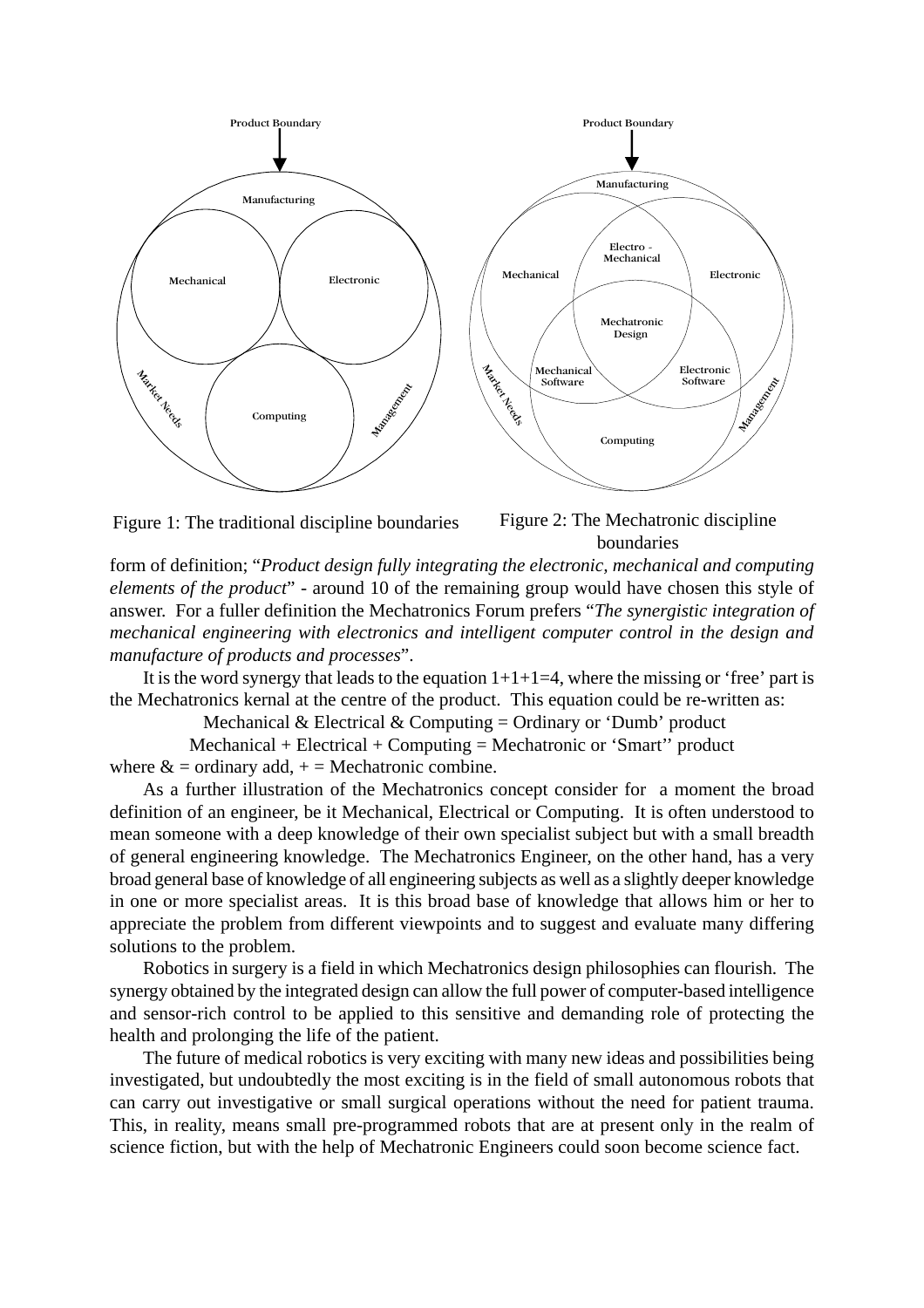Figure 1: The traditional discipline boundaries

Figure 2: The Mechatronic discipline boundaries

form of definition; "*Product design fully integrating the electronic, mechanical and computing elements of the product*" - around 10 of the remaining group would have chosen this style of answer. For a fuller definition the Mechatronics Forum prefers "*The synergistic integration of mechanical engineering with electronics and intelligent computer control in the design and manufacture of products and processes*".

It is the word synergy that leads to the equation 1+1+1=4, where the missing or 'free' part is the Mechatronics kernal at the centre of the product. This equation could be re-written as:

Mechanical & Electrical & Computing = Ordinary or 'Dumb' product

Mechanical + Electrical + Computing = Mechatronic or 'Smart'' product

where & = ordinary add, + = Mechatronic combine.

As a further illustration of the Mechatronics concept consider for a moment the broad definition of an engineer, be it Mechanical, Electrical or Computing. It is often understood to mean someone with a deep knowledge of their own specialist subject but with a small breadth of general engineering knowledge. The Mechatronics Engineer, on the other hand, has a very broad general base of knowledge of all engineering subjects as well as a slightly deeper knowledge in one or more specialist areas. It is this broad base of knowledge that allows him or her to appreciate the problem from different viewpoints and to suggest and evaluate many differing solutions to the problem.

Robotics in surgery is a field in which Mechatronics design philosophies can flourish. The synergy obtained by the integrated design can allow the full power of computer-based intelligence and sensor-rich control to be applied to this sensitive and demanding role of protecting the health and prolonging the life of the patient.

The future of medical robotics is very exciting with many new ideas and possibilities being investigated, but undoubtedly the most exciting is in the field of small autonomous robots that can carry out investigative or small surgical operations without the need for patient trauma. This, in reality, means small pre-programmed robots that are at present only in the realm of science fiction, but with the help of Mechatronic Engineers could soon become science fact.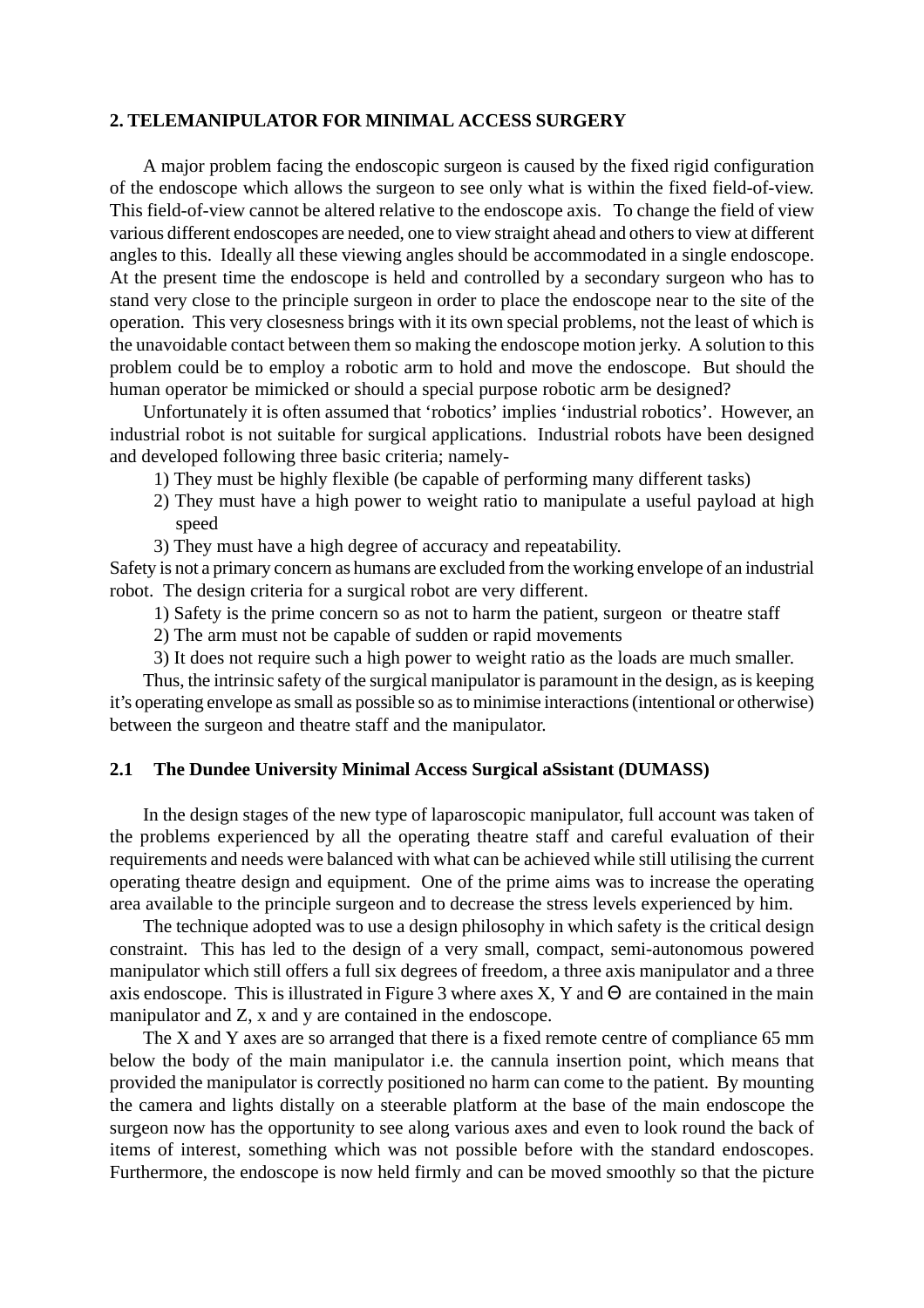## 2. TELEMANIPULATOR FOR MINIMAL ACCESS SURGERY

A major problem facing the endoscopic surgeon is caused by the fixed rigid configuration of the endoscope which allows the surgeon to see only what is within the fixed field-of-view. This field-of-view cannot be altered relative to the endoscope axis. To change the field of view various different endoscopes are needed, one to view straight ahead and others to view at different angles to this. Ideally all these viewing angles should be accommodated in a single endoscope. At the present time the endoscope is held and controlled by a secondary surgeon who has to stand very close to the principle surgeon in order to place the endoscope near to the site of the operation. This very closesness brings with it its own special problems, not the least of which is the unavoidable contact between them so making the endoscope motion jerky. A solution to this problem could be to employ a robotic arm to hold and move the endoscope. But should the human operator be mimicked or should a special purpose robotic arm be designed?

Unfortunately it is often assumed that 'robotics' implies 'industrial robotics'. However, an industrial robot is not suitable for surgical applications. Industrial robots have been designed and developed following three basic criteria; namely-

1) They must be highly flexible (be capable of performing many different tasks)
2) They must have a high power to weight ratio to manipulate a useful payload at high speed
3) They must have a high degree of accuracy and repeatability.

Safety is not a primary concern as humans are excluded from the working envelope of an industrial robot. The design criteria for a surgical robot are very different.

1) Safety is the prime concern so as not to harm the patient, surgeon or theatre staff
2) The arm must not be capable of sudden or rapid movements
3) It does not require such a high power to weight ratio as the loads are much smaller.

Thus, the intrinsic safety of the surgical manipulator is paramount in the design, as is keeping it's operating envelope as small as possible so as to minimise interactions (intentional or otherwise) between the surgeon and theatre staff and the manipulator.

### 2.1 The Dundee University Minimal Access Surgical aSsistant (DUMASS)

In the design stages of the new type of laparoscopic manipulator, full account was taken of the problems experienced by all the operating theatre staff and careful evaluation of their requirements and needs were balanced with what can be achieved while still utilising the current operating theatre design and equipment. One of the prime aims was to increase the operating area available to the principle surgeon and to decrease the stress levels experienced by him.

The technique adopted was to use a design philosophy in which safety is the critical design constraint. This has led to the design of a very small, compact, semi-autonomous powered manipulator which still offers a full six degrees of freedom, a three axis manipulator and a three axis endoscope. This is illustrated in Figure 3 where axes X, Y and $\Theta$ are contained in the main manipulator and Z, x and y are contained in the endoscope.

The X and Y axes are so arranged that there is a fixed remote centre of compliance 65 mm below the body of the main manipulator i.e. the cannula insertion point, which means that provided the manipulator is correctly positioned no harm can come to the patient. By mounting the camera and lights distally on a steerable platform at the base of the main endoscope the surgeon now has the opportunity to see along various axes and even to look round the back of items of interest, something which was not possible before with the standard endoscopes. Furthermore, the endoscope is now held firmly and can be moved smoothly so that the picture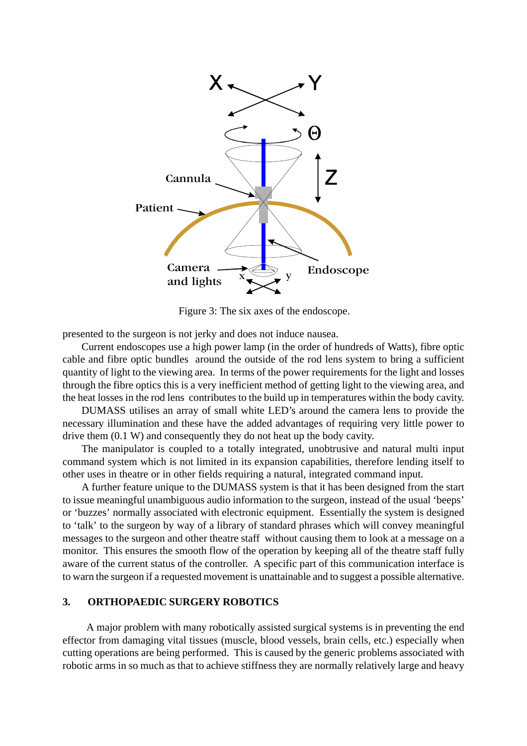Figure 3: The six axes of the endoscope.

presented to the surgeon is not jerky and does not induce nausea.

Current endoscopes use a high power lamp (in the order of hundreds of Watts), fibre optic cable and fibre optic bundles around the outside of the rod lens system to bring a sufficient quantity of light to the viewing area. In terms of the power requirements for the light and losses through the fibre optics this is a very inefficient method of getting light to the viewing area, and the heat losses in the rod lens contributes to the build up in temperatures within the body cavity.

DUMASS utilises an array of small white LED's around the camera lens to provide the necessary illumination and these have the added advantages of requiring very little power to drive them (0.1 W) and consequently they do not heat up the body cavity.

The manipulator is coupled to a totally integrated, unobtrusive and natural multi input command system which is not limited in its expansion capabilities, therefore lending itself to other uses in theatre or in other fields requiring a natural, integrated command input.

A further feature unique to the DUMASS system is that it has been designed from the start to issue meaningful unambiguous audio information to the surgeon, instead of the usual 'beeps' or 'buzzes' normally associated with electronic equipment. Essentially the system is designed to 'talk' to the surgeon by way of a library of standard phrases which will convey meaningful messages to the surgeon and other theatre staff without causing them to look at a message on a monitor. This ensures the smooth flow of the operation by keeping all of the theatre staff fully aware of the current status of the controller. A specific part of this communication interface is to warn the surgeon if a requested movement is unattainable and to suggest a possible alternative.

## 3. ORTHOPAEDIC SURGERY ROBOTICS

A major problem with many robotically assisted surgical systems is in preventing the end effector from damaging vital tissues (muscle, blood vessels, brain cells, etc.) especially when cutting operations are being performed. This is caused by the generic problems associated with robotic arms in so much as that to achieve stiffness they are normally relatively large and heavy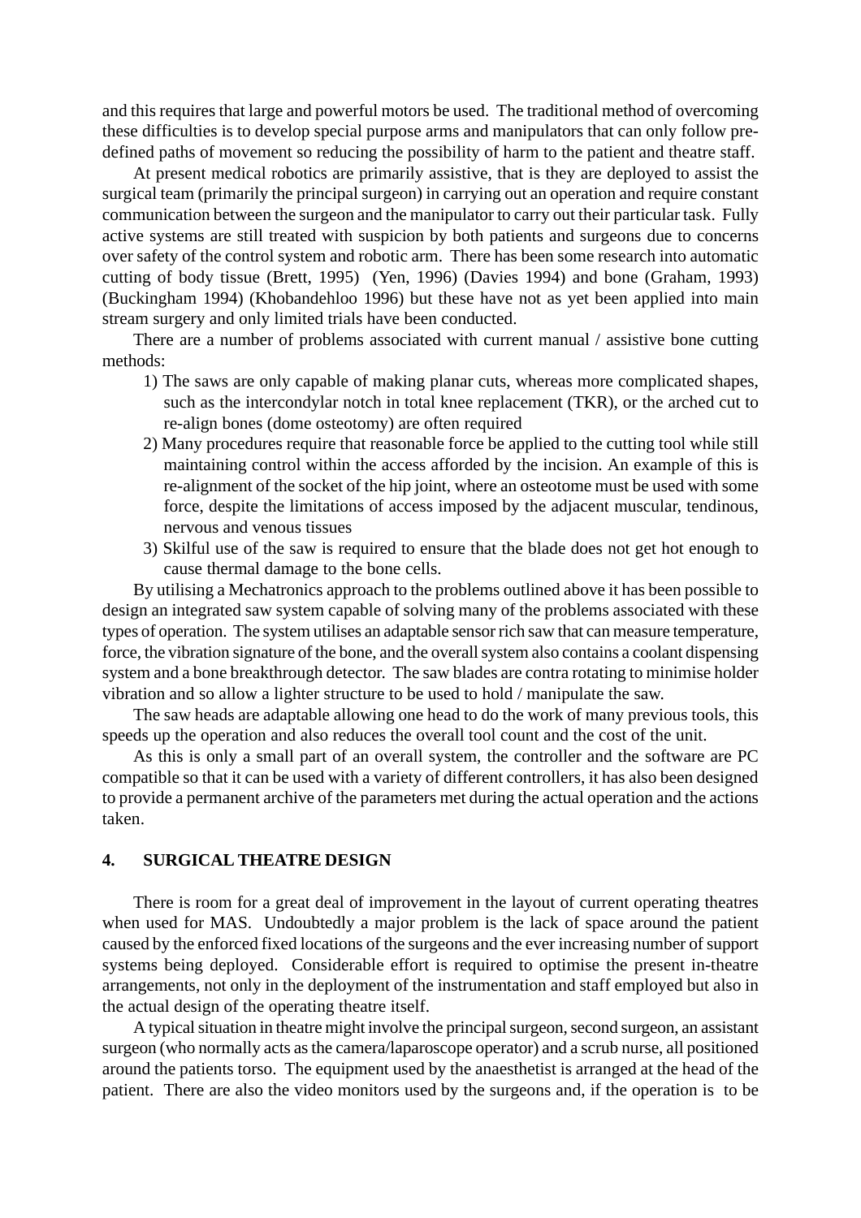and this requires that large and powerful motors be used. The traditional method of overcoming these difficulties is to develop special purpose arms and manipulators that can only follow pre-defined paths of movement so reducing the possibility of harm to the patient and theatre staff.

At present medical robotics are primarily assistive, that is they are deployed to assist the surgical team (primarily the principal surgeon) in carrying out an operation and require constant communication between the surgeon and the manipulator to carry out their particular task. Fully active systems are still treated with suspicion by both patients and surgeons due to concerns over safety of the control system and robotic arm. There has been some research into automatic cutting of body tissue (Brett, 1995) (Yen, 1996) (Davies 1994) and bone (Graham, 1993) (Buckingham 1994) (Khobandehloo 1996) but these have not as yet been applied into main stream surgery and only limited trials have been conducted.

There are a number of problems associated with current manual / assistive bone cutting methods:

1) The saws are only capable of making planar cuts, whereas more complicated shapes, such as the intercondylar notch in total knee replacement (TKR), or the arched cut to re-align bones (dome osteotomy) are often required
2) Many procedures require that reasonable force be applied to the cutting tool while still maintaining control within the access afforded by the incision. An example of this is re-alignment of the socket of the hip joint, where an osteotome must be used with some force, despite the limitations of access imposed by the adjacent muscular, tendinous, nervous and venous tissues
3) Skilful use of the saw is required to ensure that the blade does not get hot enough to cause thermal damage to the bone cells.

By utilising a Mechatronics approach to the problems outlined above it has been possible to design an integrated saw system capable of solving many of the problems associated with these types of operation. The system utilises an adaptable sensor rich saw that can measure temperature, force, the vibration signature of the bone, and the overall system also contains a coolant dispensing system and a bone breakthrough detector. The saw blades are contra rotating to minimise holder vibration and so allow a lighter structure to be used to hold / manipulate the saw.

The saw heads are adaptable allowing one head to do the work of many previous tools, this speeds up the operation and also reduces the overall tool count and the cost of the unit.

As this is only a small part of an overall system, the controller and the software are PC compatible so that it can be used with a variety of different controllers, it has also been designed to provide a permanent archive of the parameters met during the actual operation and the actions taken.

## 4. SURGICAL THEATRE DESIGN

There is room for a great deal of improvement in the layout of current operating theatres when used for MAS. Undoubtedly a major problem is the lack of space around the patient caused by the enforced fixed locations of the surgeons and the ever increasing number of support systems being deployed. Considerable effort is required to optimise the present in-theatre arrangements, not only in the deployment of the instrumentation and staff employed but also in the actual design of the operating theatre itself.

A typical situation in theatre might involve the principal surgeon, second surgeon, an assistant surgeon (who normally acts as the camera/laparoscope operator) and a scrub nurse, all positioned around the patients torso. The equipment used by the anaesthetist is arranged at the head of the patient. There are also the video monitors used by the surgeons and, if the operation is to be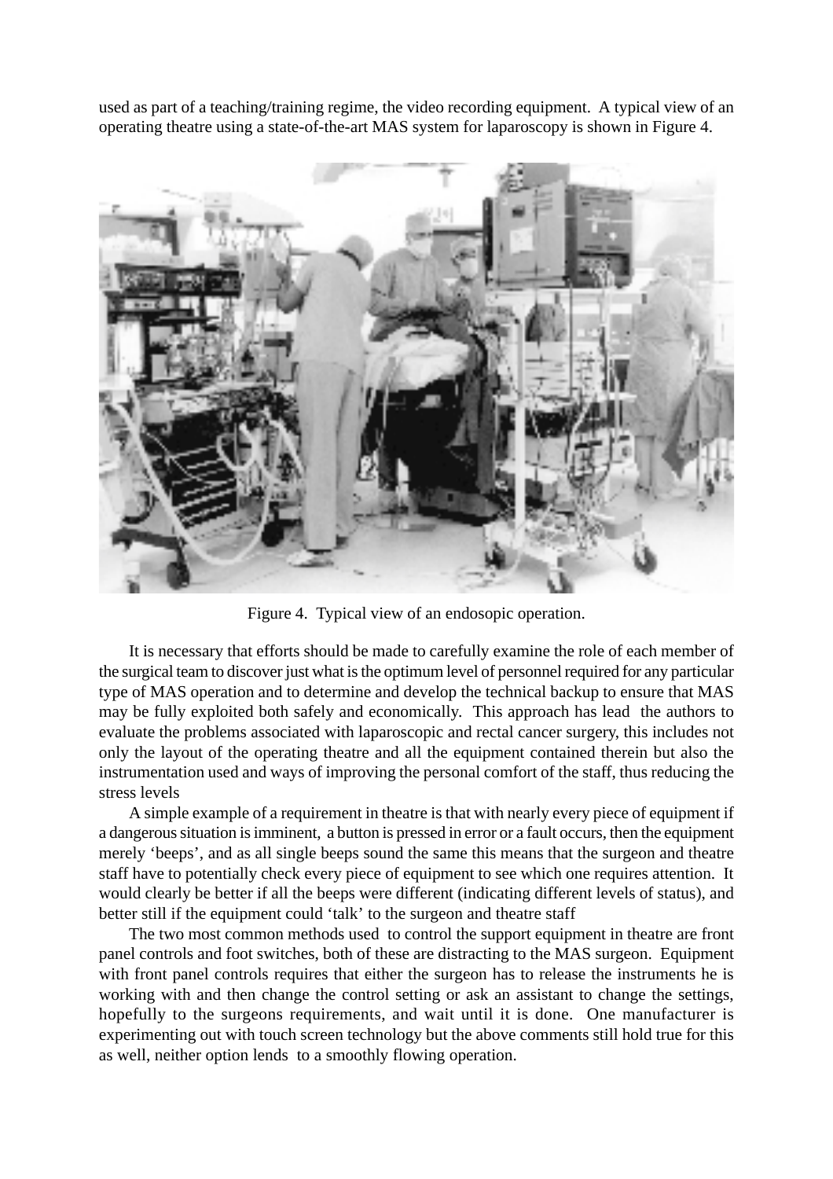used as part of a teaching/training regime, the video recording equipment. A typical view of an operating theatre using a state-of-the-art MAS system for laparoscopy is shown in Figure 4.

Figure 4. Typical view of an endosopic operation.

It is necessary that efforts should be made to carefully examine the role of each member of the surgical team to discover just what is the optimum level of personnel required for any particular type of MAS operation and to determine and develop the technical backup to ensure that MAS may be fully exploited both safely and economically. This approach has lead the authors to evaluate the problems associated with laparoscopic and rectal cancer surgery, this includes not only the layout of the operating theatre and all the equipment contained therein but also the instrumentation used and ways of improving the personal comfort of the staff, thus reducing the stress levels

A simple example of a requirement in theatre is that with nearly every piece of equipment if a dangerous situation is imminent, a button is pressed in error or a fault occurs, then the equipment merely 'beeps', and as all single beeps sound the same this means that the surgeon and theatre staff have to potentially check every piece of equipment to see which one requires attention. It would clearly be better if all the beeps were different (indicating different levels of status), and better still if the equipment could 'talk' to the surgeon and theatre staff

The two most common methods used to control the support equipment in theatre are front panel controls and foot switches, both of these are distracting to the MAS surgeon. Equipment with front panel controls requires that either the surgeon has to release the instruments he is working with and then change the control setting or ask an assistant to change the settings, hopefully to the surgeons requirements, and wait until it is done. One manufacturer is experimenting out with touch screen technology but the above comments still hold true for this as well, neither option lends to a smoothly flowing operation.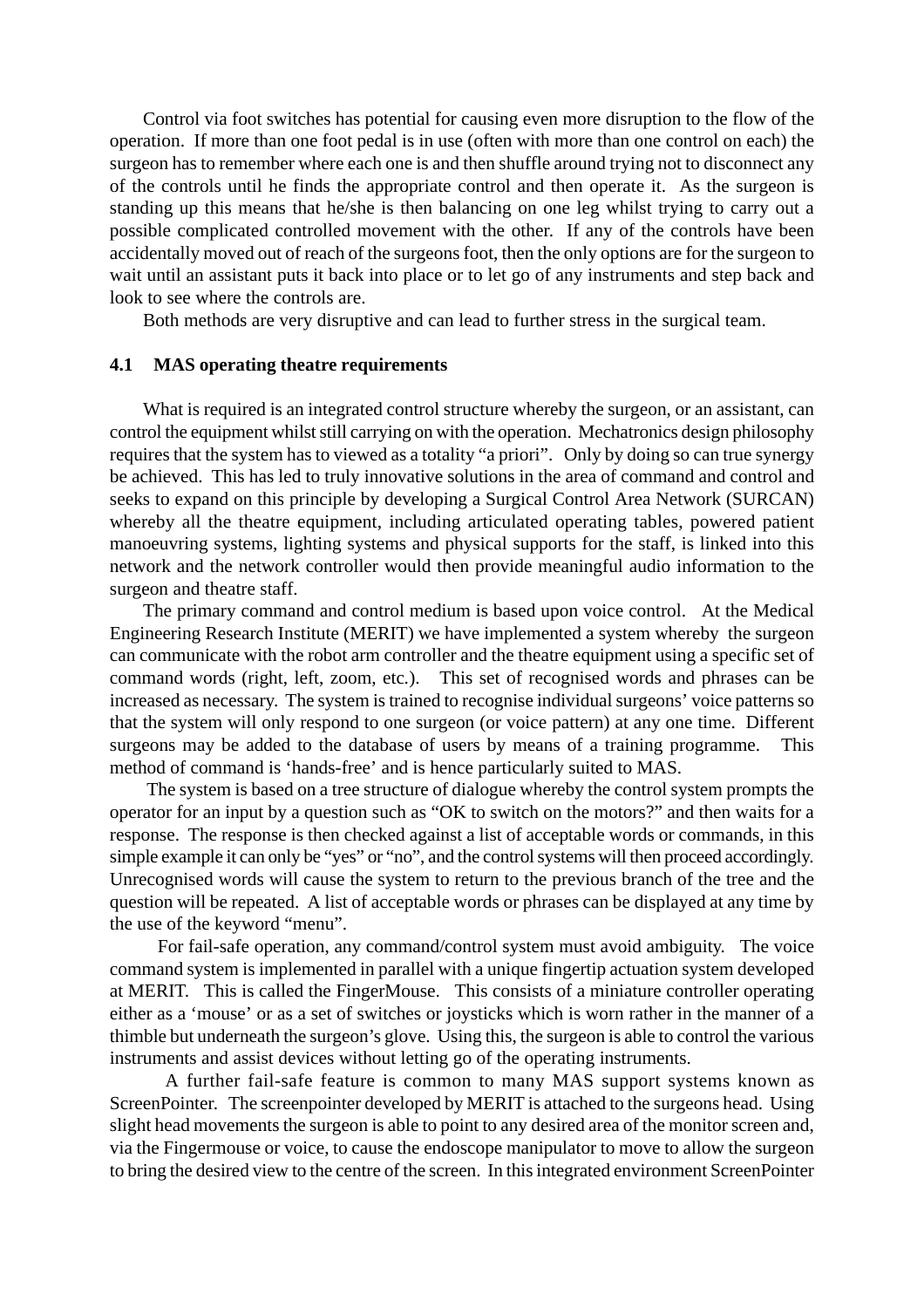Control via foot switches has potential for causing even more disruption to the flow of the operation. If more than one foot pedal is in use (often with more than one control on each) the surgeon has to remember where each one is and then shuffle around trying not to disconnect any of the controls until he finds the appropriate control and then operate it. As the surgeon is standing up this means that he/she is then balancing on one leg whilst trying to carry out a possible complicated controlled movement with the other. If any of the controls have been accidentally moved out of reach of the surgeons foot, then the only options are for the surgeon to wait until an assistant puts it back into place or to let go of any instruments and step back and look to see where the controls are.

Both methods are very disruptive and can lead to further stress in the surgical team.

### 4.1 MAS operating theatre requirements

What is required is an integrated control structure whereby the surgeon, or an assistant, can control the equipment whilst still carrying on with the operation. Mechatronics design philosophy requires that the system has to viewed as a totality "a priori". Only by doing so can true synergy be achieved. This has led to truly innovative solutions in the area of command and control and seeks to expand on this principle by developing a Surgical Control Area Network (SURCAN) whereby all the theatre equipment, including articulated operating tables, powered patient manoeuvring systems, lighting systems and physical supports for the staff, is linked into this network and the network controller would then provide meaningful audio information to the surgeon and theatre staff.

The primary command and control medium is based upon voice control. At the Medical Engineering Research Institute (MERIT) we have implemented a system whereby the surgeon can communicate with the robot arm controller and the theatre equipment using a specific set of command words (right, left, zoom, etc.). This set of recognised words and phrases can be increased as necessary. The system is trained to recognise individual surgeons' voice patterns so that the system will only respond to one surgeon (or voice pattern) at any one time. Different surgeons may be added to the database of users by means of a training programme. This method of command is 'hands-free' and is hence particularly suited to MAS.

The system is based on a tree structure of dialogue whereby the control system prompts the operator for an input by a question such as "OK to switch on the motors?" and then waits for a response. The response is then checked against a list of acceptable words or commands, in this simple example it can only be "yes" or "no", and the control systems will then proceed accordingly. Unrecognised words will cause the system to return to the previous branch of the tree and the question will be repeated. A list of acceptable words or phrases can be displayed at any time by the use of the keyword "menu".

For fail-safe operation, any command/control system must avoid ambiguity. The voice command system is implemented in parallel with a unique fingertip actuation system developed at MERIT. This is called the FingerMouse. This consists of a miniature controller operating either as a 'mouse' or as a set of switches or joysticks which is worn rather in the manner of a thimble but underneath the surgeon's glove. Using this, the surgeon is able to control the various instruments and assist devices without letting go of the operating instruments.

A further fail-safe feature is common to many MAS support systems known as ScreenPointer. The screenpointer developed by MERIT is attached to the surgeons head. Using slight head movements the surgeon is able to point to any desired area of the monitor screen and, via the Fingermouse or voice, to cause the endoscope manipulator to move to allow the surgeon to bring the desired view to the centre of the screen. In this integrated environment ScreenPointer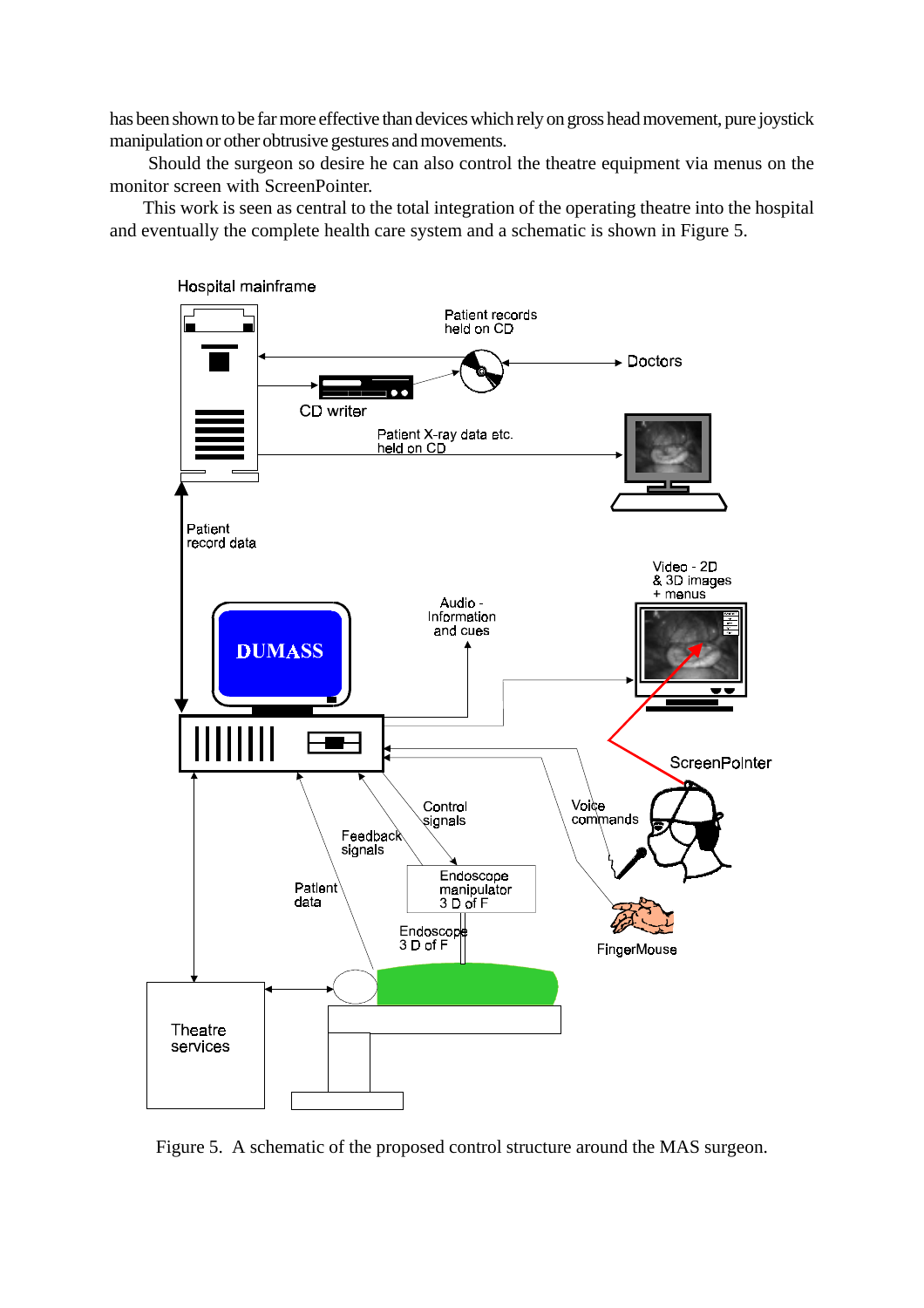has been shown to be far more effective than devices which rely on gross head movement, pure joystick manipulation or other obtrusive gestures and movements.

Should the surgeon so desire he can also control the theatre equipment via menus on the monitor screen with ScreenPointer.

This work is seen as central to the total integration of the operating theatre into the hospital and eventually the complete health care system and a schematic is shown in Figure 5.

Figure 5. A schematic of the proposed control structure around the MAS surgeon.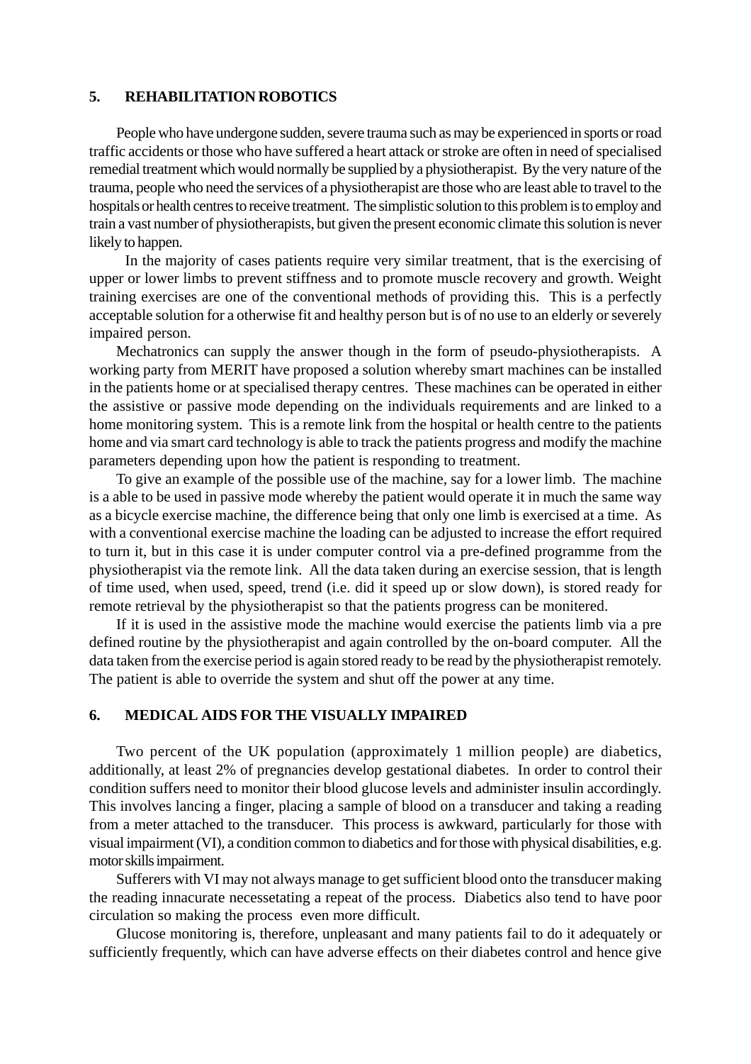## 5. REHABILITATION ROBOTICS

People who have undergone sudden, severe trauma such as may be experienced in sports or road traffic accidents or those who have suffered a heart attack or stroke are often in need of specialised remedial treatment which would normally be supplied by a physiotherapist. By the very nature of the trauma, people who need the services of a physiotherapist are those who are least able to travel to the hospitals or health centres to receive treatment. The simplistic solution to this problem is to employ and train a vast number of physiotherapists, but given the present economic climate this solution is never likely to happen.

In the majority of cases patients require very similar treatment, that is the exercising of upper or lower limbs to prevent stiffness and to promote muscle recovery and growth. Weight training exercises are one of the conventional methods of providing this. This is a perfectly acceptable solution for a otherwise fit and healthy person but is of no use to an elderly or severely impaired person.

Mechatronics can supply the answer though in the form of pseudo-physiotherapists. A working party from MERIT have proposed a solution whereby smart machines can be installed in the patients home or at specialised therapy centres. These machines can be operated in either the assistive or passive mode depending on the individuals requirements and are linked to a home monitoring system. This is a remote link from the hospital or health centre to the patients home and via smart card technology is able to track the patients progress and modify the machine parameters depending upon how the patient is responding to treatment.

To give an example of the possible use of the machine, say for a lower limb. The machine is a able to be used in passive mode whereby the patient would operate it in much the same way as a bicycle exercise machine, the difference being that only one limb is exercised at a time. As with a conventional exercise machine the loading can be adjusted to increase the effort required to turn it, but in this case it is under computer control via a pre-defined programme from the physiotherapist via the remote link. All the data taken during an exercise session, that is length of time used, when used, speed, trend (i.e. did it speed up or slow down), is stored ready for remote retrieval by the physiotherapist so that the patients progress can be monitered.

If it is used in the assistive mode the machine would exercise the patients limb via a pre defined routine by the physiotherapist and again controlled by the on-board computer. All the data taken from the exercise period is again stored ready to be read by the physiotherapist remotely. The patient is able to override the system and shut off the power at any time.

## 6. MEDICAL AIDS FOR THE VISUALLY IMPAIRED

Two percent of the UK population (approximately 1 million people) are diabetics, additionally, at least 2% of pregnancies develop gestational diabetes. In order to control their condition suffers need to monitor their blood glucose levels and administer insulin accordingly. This involves lancing a finger, placing a sample of blood on a transducer and taking a reading from a meter attached to the transducer. This process is awkward, particularly for those with visual impairment (VI), a condition common to diabetics and for those with physical disabilities, e.g. motor skills impairment.

Sufferers with VI may not always manage to get sufficient blood onto the transducer making the reading innacurate necessetating a repeat of the process. Diabetics also tend to have poor circulation so making the process even more difficult.

Glucose monitoring is, therefore, unpleasant and many patients fail to do it adequately or sufficiently frequently, which can have adverse effects on their diabetes control and hence give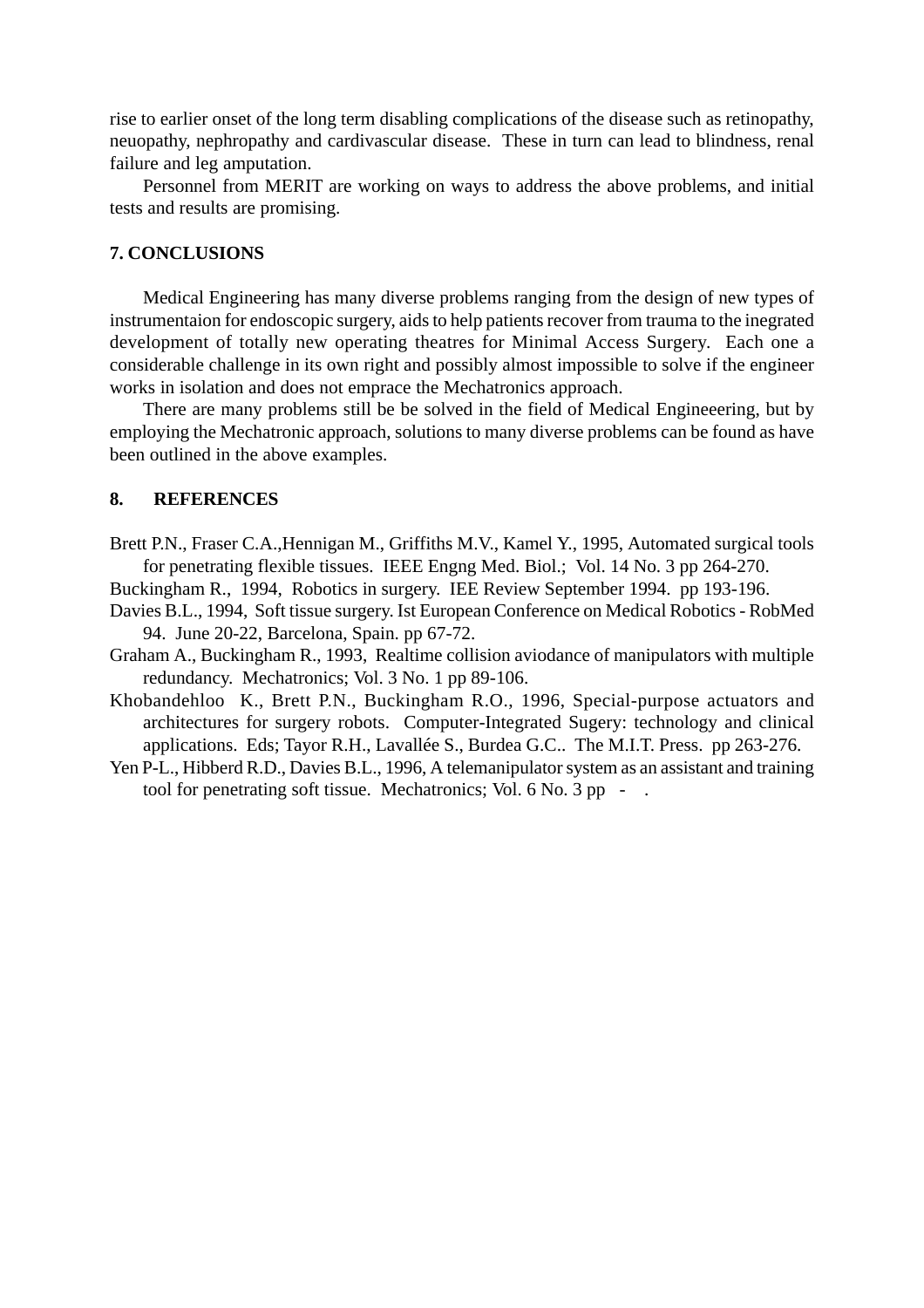rise to earlier onset of the long term disabling complications of the disease such as retinopathy, neuopathy, nephropathy and cardivascular disease. These in turn can lead to blindness, renal failure and leg amputation.

Personnel from MERIT are working on ways to address the above problems, and initial tests and results are promising.

## 7. CONCLUSIONS

Medical Engineering has many diverse problems ranging from the design of new types of instrumentaion for endoscopic surgery, aids to help patients recover from trauma to the inegrated development of totally new operating theatres for Minimal Access Surgery. Each one a considerable challenge in its own right and possibly almost impossible to solve if the engineer works in isolation and does not emprace the Mechatronics approach.

There are many problems still be be solved in the field of Medical Engineeering, but by employing the Mechatronic approach, solutions to many diverse problems can be found as have been outlined in the above examples.

## 8. REFERENCES

Brett P.N., Fraser C.A.,Hennigan M., Griffiths M.V., Kamel Y., 1995, Automated surgical tools for penetrating flexible tissues. IEEE Engng Med. Biol.; Vol. 14 No. 3 pp 264-270.

Buckingham R., 1994, Robotics in surgery. IEE Review September 1994. pp 193-196.

Davies B.L., 1994, Soft tissue surgery. Ist European Conference on Medical Robotics - RobMed 94. June 20-22, Barcelona, Spain. pp 67-72.

Graham A., Buckingham R., 1993, Realtime collision aviodance of manipulators with multiple redundancy. Mechatronics; Vol. 3 No. 1 pp 89-106.

Khobandehloo K., Brett P.N., Buckingham R.O., 1996, Special-purpose actuators and architectures for surgery robots. Computer-Integrated Sugery: technology and clinical applications. Eds; Tayor R.H., Lavallée S., Burdea G.C.. The M.I.T. Press. pp 263-276.

Yen P-L., Hibberd R.D., Davies B.L., 1996, A telemanipulator system as an assistant and training tool for penetrating soft tissue. Mechatronics; Vol. 6 No. 3 pp - .